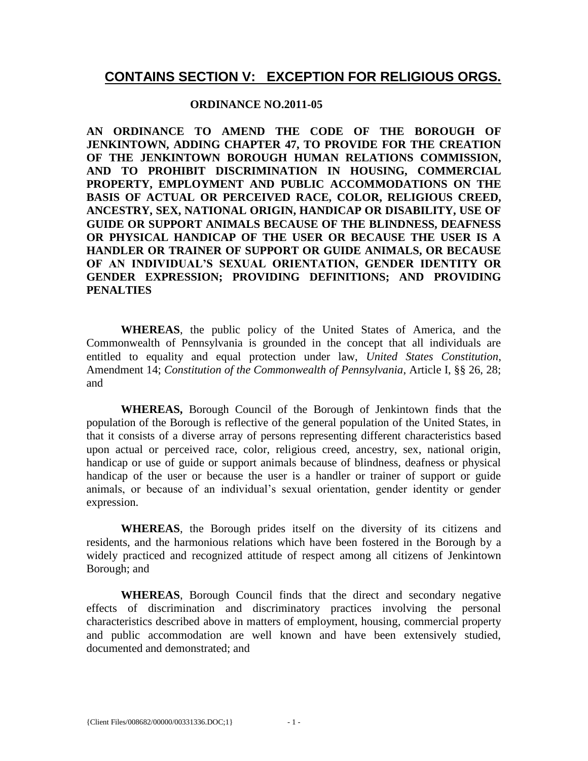## CONTAINS SECTION V: EXCEPTION FOR RELIGIOUS ORGS.

**ORDINANCE NO.2011-05**

**AN ORDINANCE TO AMEND THE CODE OF THE BOROUGH OF JENKINTOWN, ADDING CHAPTER 47, TO PROVIDE FOR THE CREATION OF THE JENKINTOWN BOROUGH HUMAN RELATIONS COMMISSION, AND TO PROHIBIT DISCRIMINATION IN HOUSING, COMMERCIAL PROPERTY, EMPLOYMENT AND PUBLIC ACCOMMODATIONS ON THE BASIS OF ACTUAL OR PERCEIVED RACE, COLOR, RELIGIOUS CREED, ANCESTRY, SEX, NATIONAL ORIGIN, HANDICAP OR DISABILITY, USE OF GUIDE OR SUPPORT ANIMALS BECAUSE OF THE BLINDNESS, DEAFNESS OR PHYSICAL HANDICAP OF THE USER OR BECAUSE THE USER IS A HANDLER OR TRAINER OF SUPPORT OR GUIDE ANIMALS, OR BECAUSE OF AN INDIVIDUAL'S SEXUAL ORIENTATION, GENDER IDENTITY OR GENDER EXPRESSION; PROVIDING DEFINITIONS; AND PROVIDING PENALTIES**

**WHEREAS**, the public policy of the United States of America, and the Commonwealth of Pennsylvania is grounded in the concept that all individuals are entitled to equality and equal protection under law, *United States Constitution*, Amendment 14; *Constitution of the Commonwealth of Pennsylvania*, Article I, §§ 26, 28; and

**WHEREAS,** Borough Council of the Borough of Jenkintown finds that the population of the Borough is reflective of the general population of the United States, in that it consists of a diverse array of persons representing different characteristics based upon actual or perceived race, color, religious creed, ancestry, sex, national origin, handicap or use of guide or support animals because of blindness, deafness or physical handicap of the user or because the user is a handler or trainer of support or guide animals, or because of an individual's sexual orientation, gender identity or gender expression.

**WHEREAS**, the Borough prides itself on the diversity of its citizens and residents, and the harmonious relations which have been fostered in the Borough by a widely practiced and recognized attitude of respect among all citizens of Jenkintown Borough; and

**WHEREAS**, Borough Council finds that the direct and secondary negative effects of discrimination and discriminatory practices involving the personal characteristics described above in matters of employment, housing, commercial property and public accommodation are well known and have been extensively studied, documented and demonstrated; and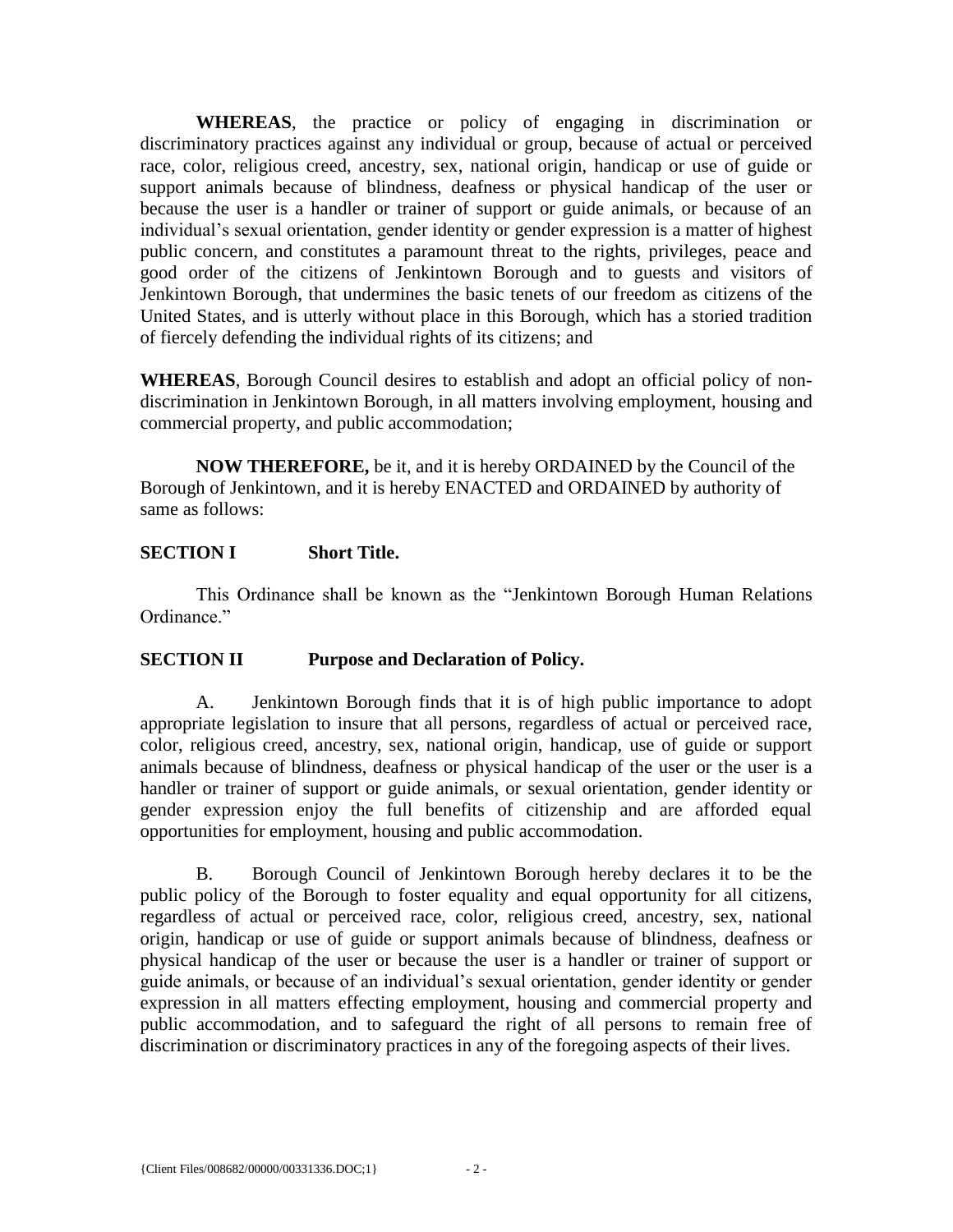**WHEREAS**, the practice or policy of engaging in discrimination or discriminatory practices against any individual or group, because of actual or perceived race, color, religious creed, ancestry, sex, national origin, handicap or use of guide or support animals because of blindness, deafness or physical handicap of the user or because the user is a handler or trainer of support or guide animals, or because of an individual's sexual orientation, gender identity or gender expression is a matter of highest public concern, and constitutes a paramount threat to the rights, privileges, peace and good order of the citizens of Jenkintown Borough and to guests and visitors of Jenkintown Borough, that undermines the basic tenets of our freedom as citizens of the United States, and is utterly without place in this Borough, which has a storied tradition of fiercely defending the individual rights of its citizens; and

**WHEREAS**, Borough Council desires to establish and adopt an official policy of non-discrimination in Jenkintown Borough, in all matters involving employment, housing and commercial property, and public accommodation;

**NOW THEREFORE,** be it, and it is hereby ORDAINED by the Council of the Borough of Jenkintown, and it is hereby ENACTED and ORDAINED by authority of same as follows:

**SECTION I Short Title.**

This Ordinance shall be known as the "Jenkintown Borough Human Relations Ordinance."

**SECTION II Purpose and Declaration of Policy.**

A. Jenkintown Borough finds that it is of high public importance to adopt appropriate legislation to insure that all persons, regardless of actual or perceived race, color, religious creed, ancestry, sex, national origin, handicap, use of guide or support animals because of blindness, deafness or physical handicap of the user or the user is a handler or trainer of support or guide animals, or sexual orientation, gender identity or gender expression enjoy the full benefits of citizenship and are afforded equal opportunities for employment, housing and public accommodation.

B. Borough Council of Jenkintown Borough hereby declares it to be the public policy of the Borough to foster equality and equal opportunity for all citizens, regardless of actual or perceived race, color, religious creed, ancestry, sex, national origin, handicap or use of guide or support animals because of blindness, deafness or physical handicap of the user or because the user is a handler or trainer of support or guide animals, or because of an individual's sexual orientation, gender identity or gender expression in all matters effecting employment, housing and commercial property and public accommodation, and to safeguard the right of all persons to remain free of discrimination or discriminatory practices in any of the foregoing aspects of their lives.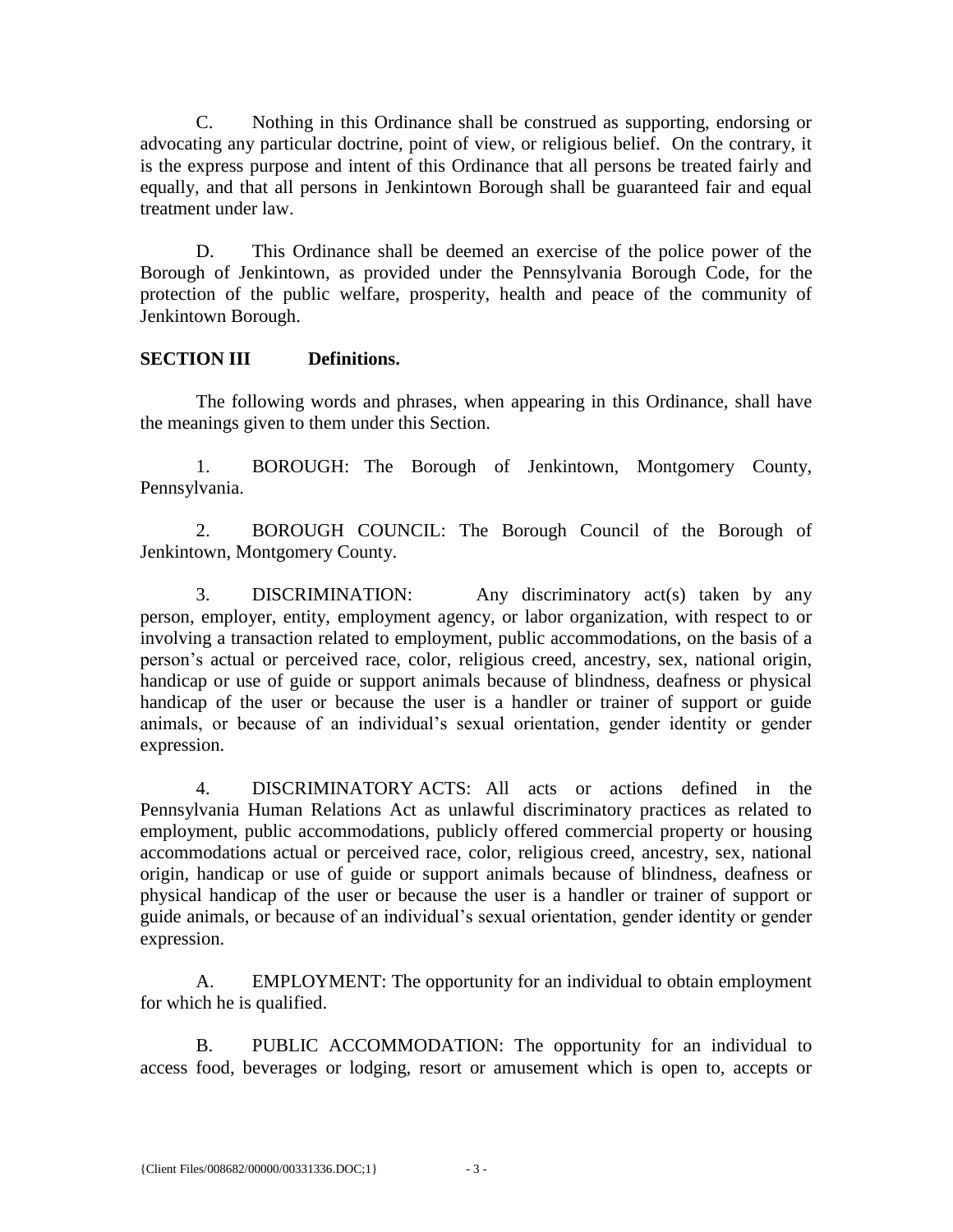C. Nothing in this Ordinance shall be construed as supporting, endorsing or advocating any particular doctrine, point of view, or religious belief. On the contrary, it is the express purpose and intent of this Ordinance that all persons be treated fairly and equally, and that all persons in Jenkintown Borough shall be guaranteed fair and equal treatment under law.

D. This Ordinance shall be deemed an exercise of the police power of the Borough of Jenkintown, as provided under the Pennsylvania Borough Code, for the protection of the public welfare, prosperity, health and peace of the community of Jenkintown Borough.

**SECTION III Definitions.**

The following words and phrases, when appearing in this Ordinance, shall have the meanings given to them under this Section.

1. BOROUGH: The Borough of Jenkintown, Montgomery County, Pennsylvania.

2. BOROUGH COUNCIL: The Borough Council of the Borough of Jenkintown, Montgomery County.

3. DISCRIMINATION: Any discriminatory act(s) taken by any person, employer, entity, employment agency, or labor organization, with respect to or involving a transaction related to employment, public accommodations, on the basis of a person's actual or perceived race, color, religious creed, ancestry, sex, national origin, handicap or use of guide or support animals because of blindness, deafness or physical handicap of the user or because the user is a handler or trainer of support or guide animals, or because of an individual's sexual orientation, gender identity or gender expression.

4. DISCRIMINATORY ACTS: All acts or actions defined in the Pennsylvania Human Relations Act as unlawful discriminatory practices as related to employment, public accommodations, publicly offered commercial property or housing accommodations actual or perceived race, color, religious creed, ancestry, sex, national origin, handicap or use of guide or support animals because of blindness, deafness or physical handicap of the user or because the user is a handler or trainer of support or guide animals, or because of an individual's sexual orientation, gender identity or gender expression.

A. EMPLOYMENT: The opportunity for an individual to obtain employment for which he is qualified.

B. PUBLIC ACCOMMODATION: The opportunity for an individual to access food, beverages or lodging, resort or amusement which is open to, accepts or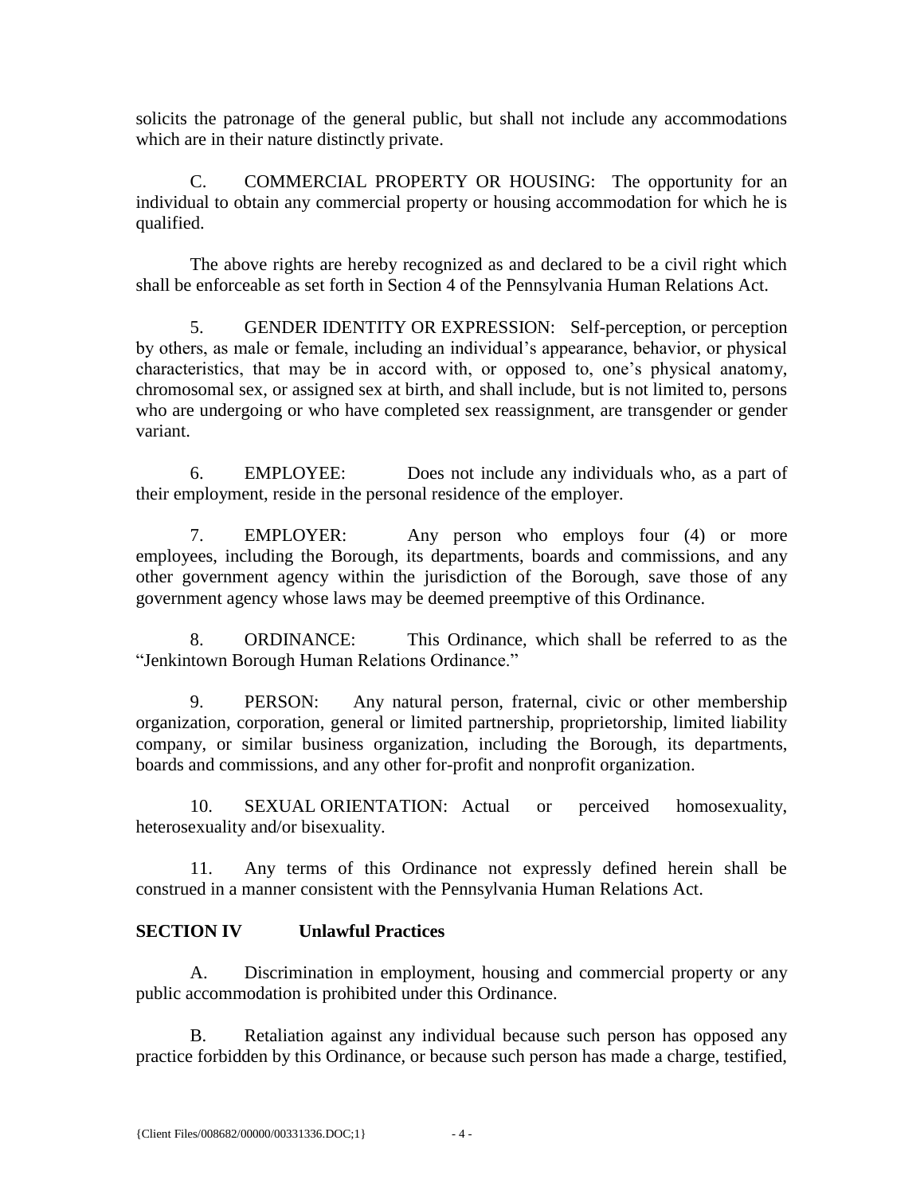solicits the patronage of the general public, but shall not include any accommodations which are in their nature distinctly private.

C. COMMERCIAL PROPERTY OR HOUSING: The opportunity for an individual to obtain any commercial property or housing accommodation for which he is qualified.

The above rights are hereby recognized as and declared to be a civil right which shall be enforceable as set forth in Section 4 of the Pennsylvania Human Relations Act.

5. GENDER IDENTITY OR EXPRESSION: Self-perception, or perception by others, as male or female, including an individual's appearance, behavior, or physical characteristics, that may be in accord with, or opposed to, one's physical anatomy, chromosomal sex, or assigned sex at birth, and shall include, but is not limited to, persons who are undergoing or who have completed sex reassignment, are transgender or gender variant.

6. EMPLOYEE: Does not include any individuals who, as a part of their employment, reside in the personal residence of the employer.

7. EMPLOYER: Any person who employs four (4) or more employees, including the Borough, its departments, boards and commissions, and any other government agency within the jurisdiction of the Borough, save those of any government agency whose laws may be deemed preemptive of this Ordinance.

8. ORDINANCE: This Ordinance, which shall be referred to as the "Jenkintown Borough Human Relations Ordinance."

9. PERSON: Any natural person, fraternal, civic or other membership organization, corporation, general or limited partnership, proprietorship, limited liability company, or similar business organization, including the Borough, its departments, boards and commissions, and any other for-profit and nonprofit organization.

10. SEXUAL ORIENTATION: Actual or perceived homosexuality, heterosexuality and/or bisexuality.

11. Any terms of this Ordinance not expressly defined herein shall be construed in a manner consistent with the Pennsylvania Human Relations Act.

**SECTION IV Unlawful Practices**

A. Discrimination in employment, housing and commercial property or any public accommodation is prohibited under this Ordinance.

B. Retaliation against any individual because such person has opposed any practice forbidden by this Ordinance, or because such person has made a charge, testified,

{Client Files/008682/00000/00331336.DOC;1}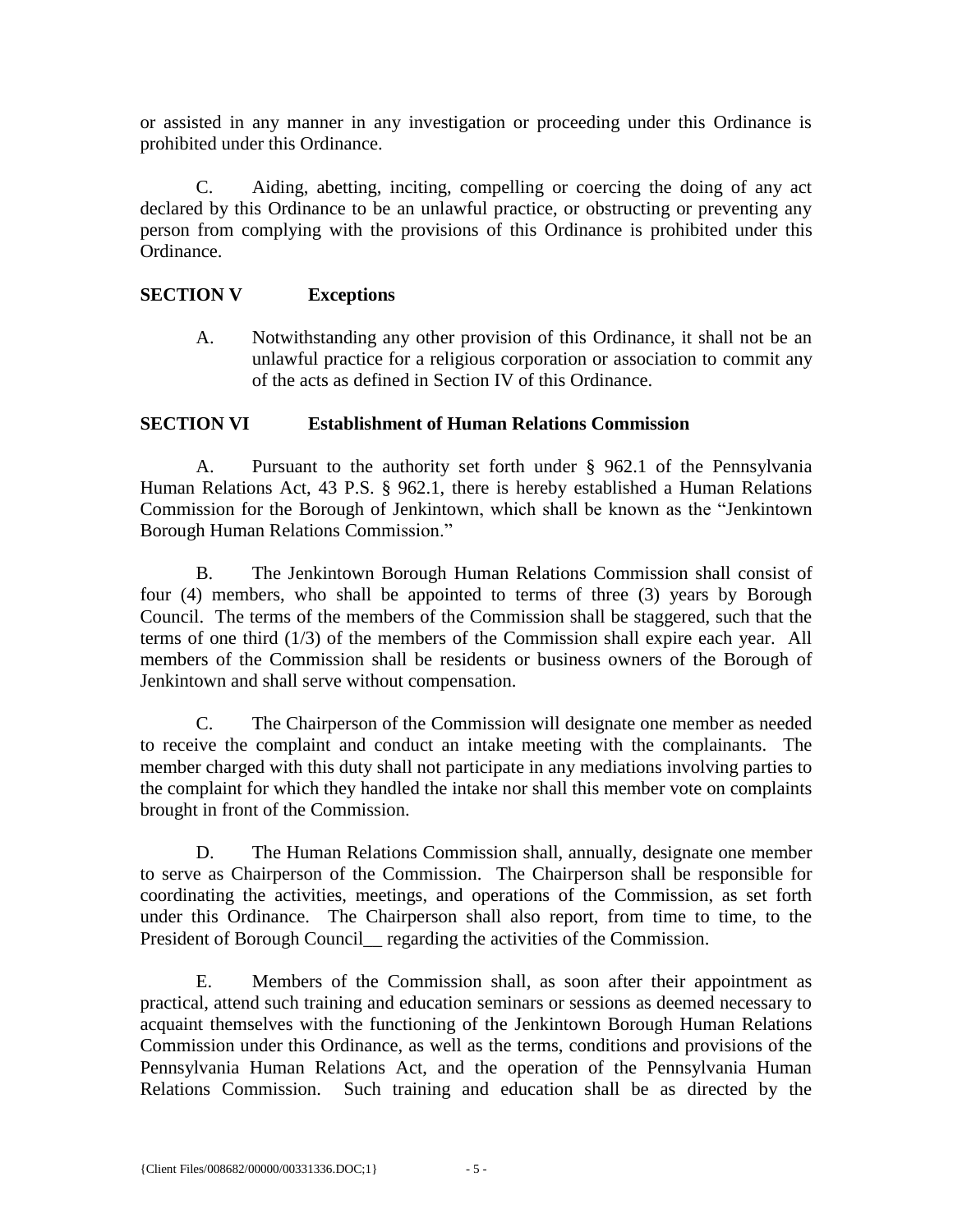or assisted in any manner in any investigation or proceeding under this Ordinance is prohibited under this Ordinance.

C. Aiding, abetting, inciting, compelling or coercing the doing of any act declared by this Ordinance to be an unlawful practice, or obstructing or preventing any person from complying with the provisions of this Ordinance is prohibited under this Ordinance.

**SECTION V Exceptions**

A. Notwithstanding any other provision of this Ordinance, it shall not be an unlawful practice for a religious corporation or association to commit any of the acts as defined in Section IV of this Ordinance.

**SECTION VI Establishment of Human Relations Commission**

A. Pursuant to the authority set forth under § 962.1 of the Pennsylvania Human Relations Act, 43 P.S. § 962.1, there is hereby established a Human Relations Commission for the Borough of Jenkintown, which shall be known as the "Jenkintown Borough Human Relations Commission."

B. The Jenkintown Borough Human Relations Commission shall consist of four (4) members, who shall be appointed to terms of three (3) years by Borough Council. The terms of the members of the Commission shall be staggered, such that the terms of one third (1/3) of the members of the Commission shall expire each year. All members of the Commission shall be residents or business owners of the Borough of Jenkintown and shall serve without compensation.

C. The Chairperson of the Commission will designate one member as needed to receive the complaint and conduct an intake meeting with the complainants. The member charged with this duty shall not participate in any mediations involving parties to the complaint for which they handled the intake nor shall this member vote on complaints brought in front of the Commission.

D. The Human Relations Commission shall, annually, designate one member to serve as Chairperson of the Commission. The Chairperson shall be responsible for coordinating the activities, meetings, and operations of the Commission, as set forth under this Ordinance. The Chairperson shall also report, from time to time, to the President of Borough Council__ regarding the activities of the Commission.

E. Members of the Commission shall, as soon after their appointment as practical, attend such training and education seminars or sessions as deemed necessary to acquaint themselves with the functioning of the Jenkintown Borough Human Relations Commission under this Ordinance, as well as the terms, conditions and provisions of the Pennsylvania Human Relations Act, and the operation of the Pennsylvania Human Relations Commission. Such training and education shall be as directed by the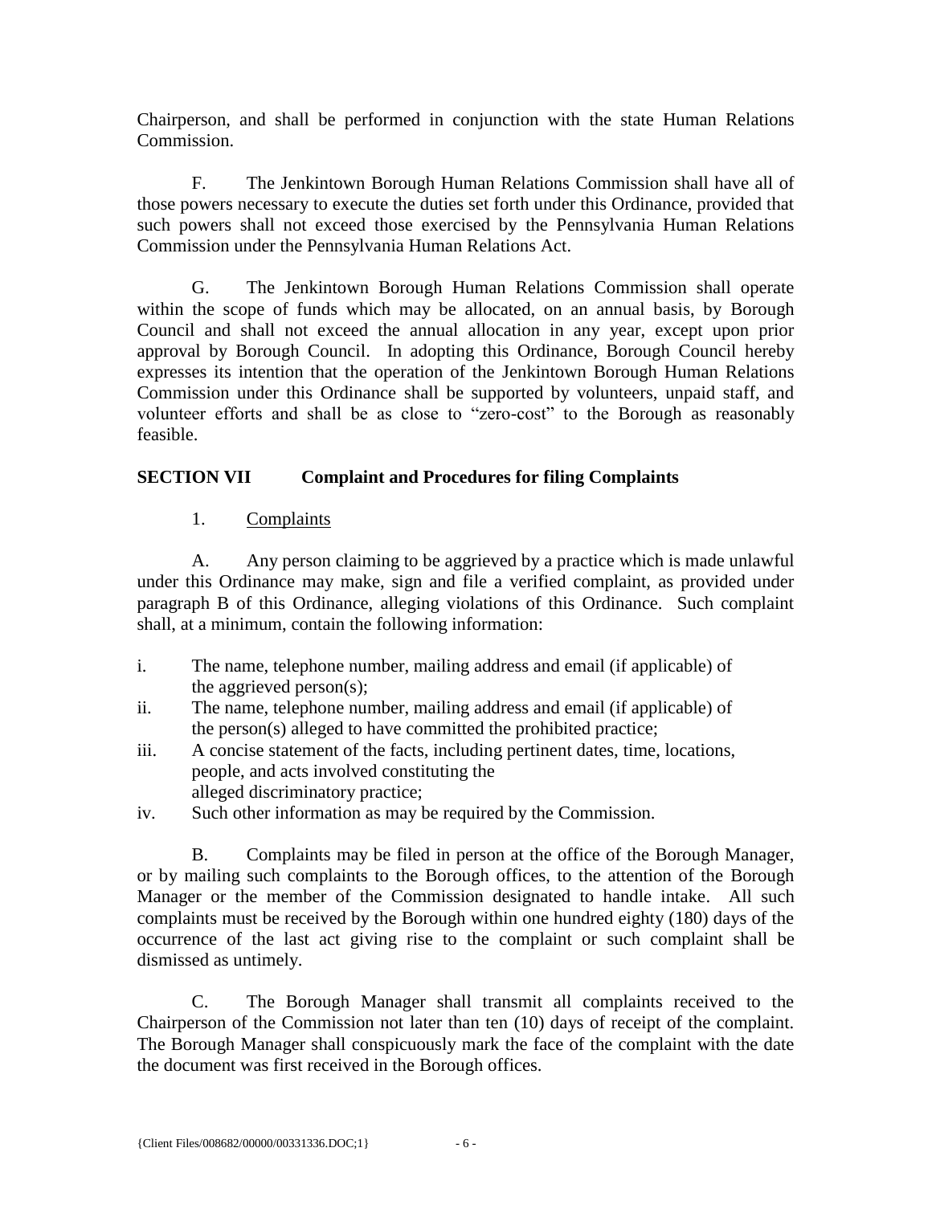Chairperson, and shall be performed in conjunction with the state Human Relations Commission.

F. The Jenkintown Borough Human Relations Commission shall have all of those powers necessary to execute the duties set forth under this Ordinance, provided that such powers shall not exceed those exercised by the Pennsylvania Human Relations Commission under the Pennsylvania Human Relations Act.

G. The Jenkintown Borough Human Relations Commission shall operate within the scope of funds which may be allocated, on an annual basis, by Borough Council and shall not exceed the annual allocation in any year, except upon prior approval by Borough Council. In adopting this Ordinance, Borough Council hereby expresses its intention that the operation of the Jenkintown Borough Human Relations Commission under this Ordinance shall be supported by volunteers, unpaid staff, and volunteer efforts and shall be as close to "zero-cost" to the Borough as reasonably feasible.

## SECTION VII Complaint and Procedures for filing Complaints

1. Complaints

A. Any person claiming to be aggrieved by a practice which is made unlawful under this Ordinance may make, sign and file a verified complaint, as provided under paragraph B of this Ordinance, alleging violations of this Ordinance. Such complaint shall, at a minimum, contain the following information:

i. The name, telephone number, mailing address and email (if applicable) of the aggrieved person(s);
ii. The name, telephone number, mailing address and email (if applicable) of the person(s) alleged to have committed the prohibited practice;
iii. A concise statement of the facts, including pertinent dates, time, locations, people, and acts involved constituting the alleged discriminatory practice;
iv. Such other information as may be required by the Commission.

B. Complaints may be filed in person at the office of the Borough Manager, or by mailing such complaints to the Borough offices, to the attention of the Borough Manager or the member of the Commission designated to handle intake. All such complaints must be received by the Borough within one hundred eighty (180) days of the occurrence of the last act giving rise to the complaint or such complaint shall be dismissed as untimely.

C. The Borough Manager shall transmit all complaints received to the Chairperson of the Commission not later than ten (10) days of receipt of the complaint. The Borough Manager shall conspicuously mark the face of the complaint with the date the document was first received in the Borough offices.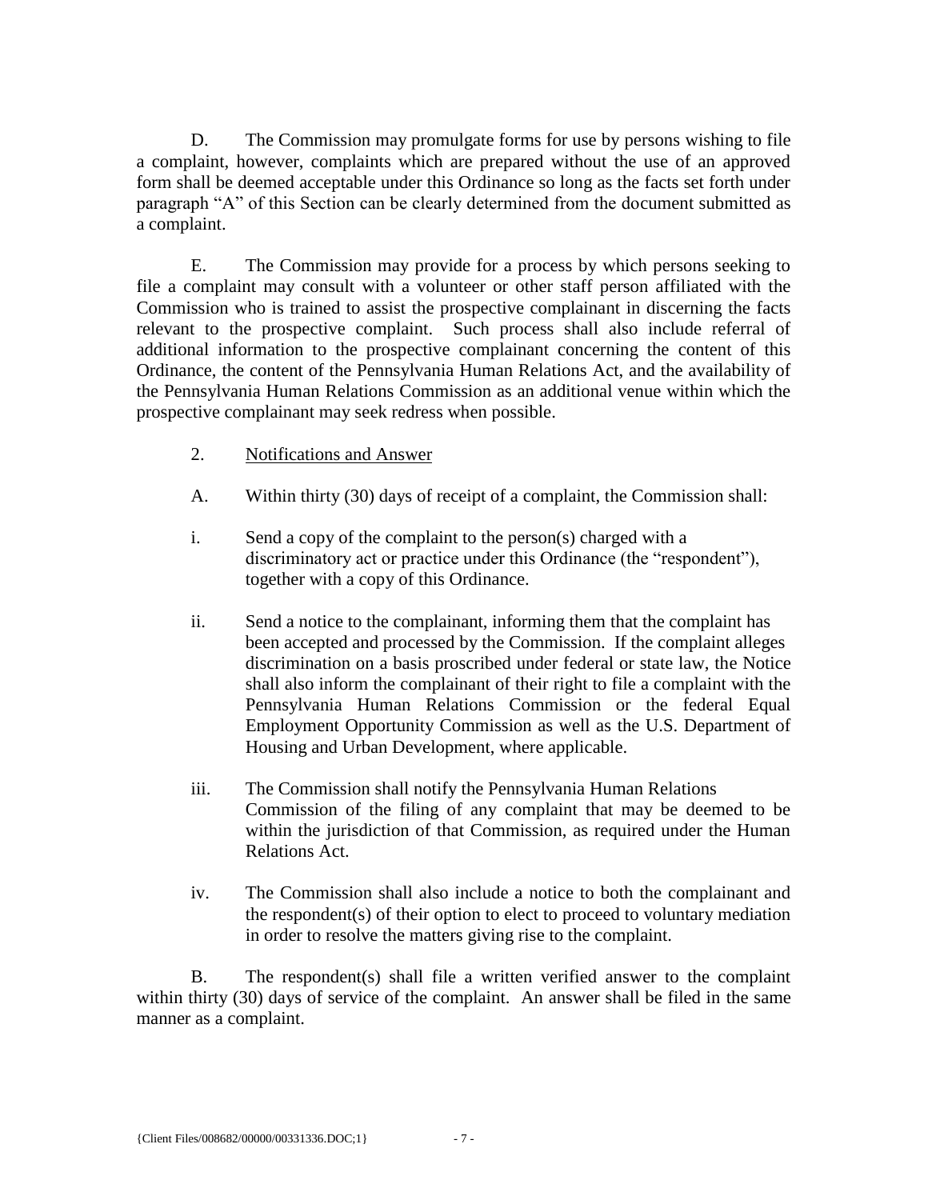D. The Commission may promulgate forms for use by persons wishing to file a complaint, however, complaints which are prepared without the use of an approved form shall be deemed acceptable under this Ordinance so long as the facts set forth under paragraph "A" of this Section can be clearly determined from the document submitted as a complaint.

E. The Commission may provide for a process by which persons seeking to file a complaint may consult with a volunteer or other staff person affiliated with the Commission who is trained to assist the prospective complainant in discerning the facts relevant to the prospective complaint. Such process shall also include referral of additional information to the prospective complainant concerning the content of this Ordinance, the content of the Pennsylvania Human Relations Act, and the availability of the Pennsylvania Human Relations Commission as an additional venue within which the prospective complainant may seek redress when possible.

2. <u>Notifications and Answer</u>

A. Within thirty (30) days of receipt of a complaint, the Commission shall:

i. Send a copy of the complaint to the person(s) charged with a discriminatory act or practice under this Ordinance (the "respondent"), together with a copy of this Ordinance.

ii. Send a notice to the complainant, informing them that the complaint has been accepted and processed by the Commission. If the complaint alleges discrimination on a basis proscribed under federal or state law, the Notice shall also inform the complainant of their right to file a complaint with the Pennsylvania Human Relations Commission or the federal Equal Employment Opportunity Commission as well as the U.S. Department of Housing and Urban Development, where applicable.

iii. The Commission shall notify the Pennsylvania Human Relations Commission of the filing of any complaint that may be deemed to be within the jurisdiction of that Commission, as required under the Human Relations Act.

iv. The Commission shall also include a notice to both the complainant and the respondent(s) of their option to elect to proceed to voluntary mediation in order to resolve the matters giving rise to the complaint.

B. The respondent(s) shall file a written verified answer to the complaint within thirty (30) days of service of the complaint. An answer shall be filed in the same manner as a complaint.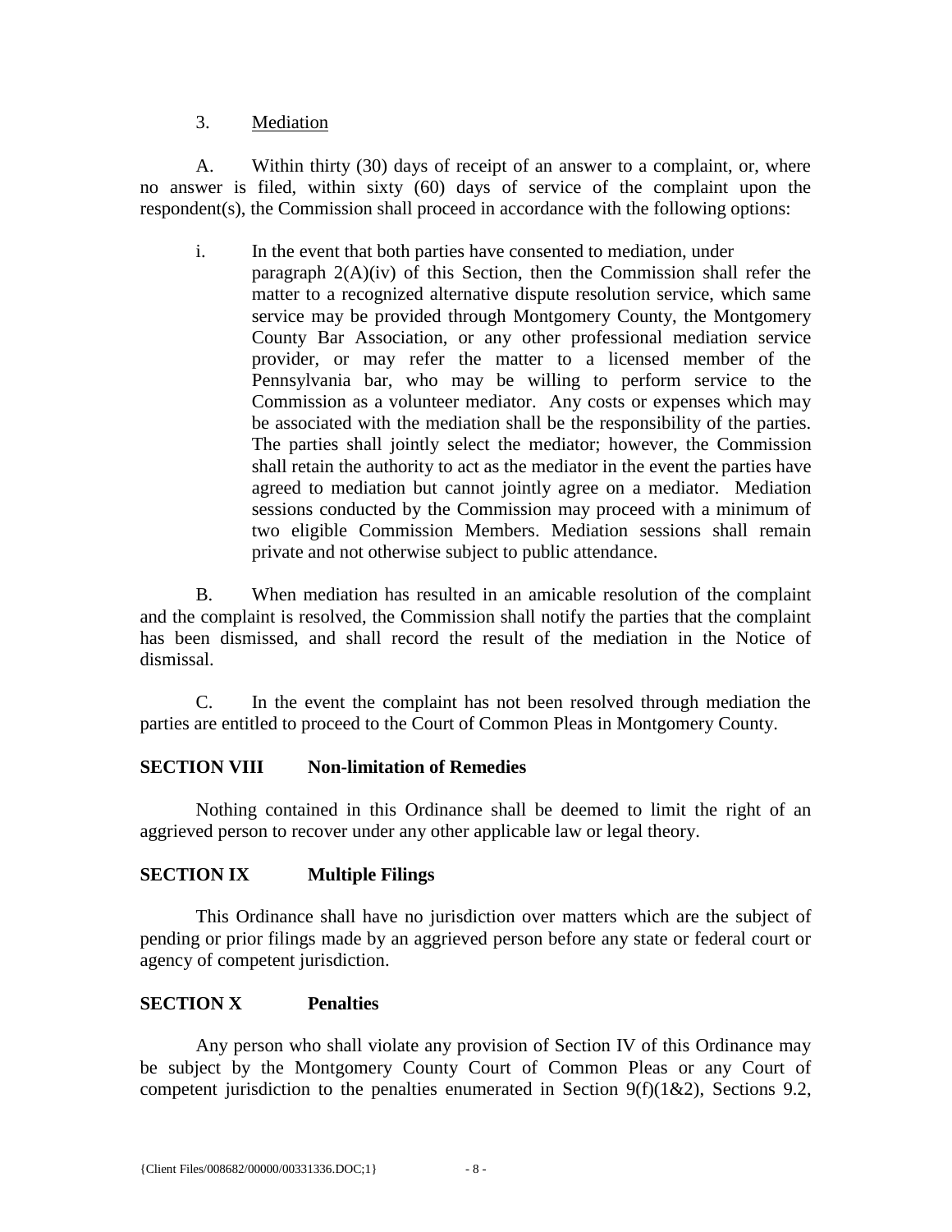3. Mediation

A. Within thirty (30) days of receipt of an answer to a complaint, or, where no answer is filed, within sixty (60) days of service of the complaint upon the respondent(s), the Commission shall proceed in accordance with the following options:

i. In the event that both parties have consented to mediation, under paragraph 2(A)(iv) of this Section, then the Commission shall refer the matter to a recognized alternative dispute resolution service, which same service may be provided through Montgomery County, the Montgomery County Bar Association, or any other professional mediation service provider, or may refer the matter to a licensed member of the Pennsylvania bar, who may be willing to perform service to the Commission as a volunteer mediator. Any costs or expenses which may be associated with the mediation shall be the responsibility of the parties. The parties shall jointly select the mediator; however, the Commission shall retain the authority to act as the mediator in the event the parties have agreed to mediation but cannot jointly agree on a mediator. Mediation sessions conducted by the Commission may proceed with a minimum of two eligible Commission Members. Mediation sessions shall remain private and not otherwise subject to public attendance.

B. When mediation has resulted in an amicable resolution of the complaint and the complaint is resolved, the Commission shall notify the parties that the complaint has been dismissed, and shall record the result of the mediation in the Notice of dismissal.

C. In the event the complaint has not been resolved through mediation the parties are entitled to proceed to the Court of Common Pleas in Montgomery County.

## SECTION VIII Non-limitation of Remedies

Nothing contained in this Ordinance shall be deemed to limit the right of an aggrieved person to recover under any other applicable law or legal theory.

## SECTION IX Multiple Filings

This Ordinance shall have no jurisdiction over matters which are the subject of pending or prior filings made by an aggrieved person before any state or federal court or agency of competent jurisdiction.

## SECTION X Penalties

Any person who shall violate any provision of Section IV of this Ordinance may be subject by the Montgomery County Court of Common Pleas or any Court of competent jurisdiction to the penalties enumerated in Section 9(f)(1&2), Sections 9.2,

{Client Files/008682/00000/00331336.DOC;1}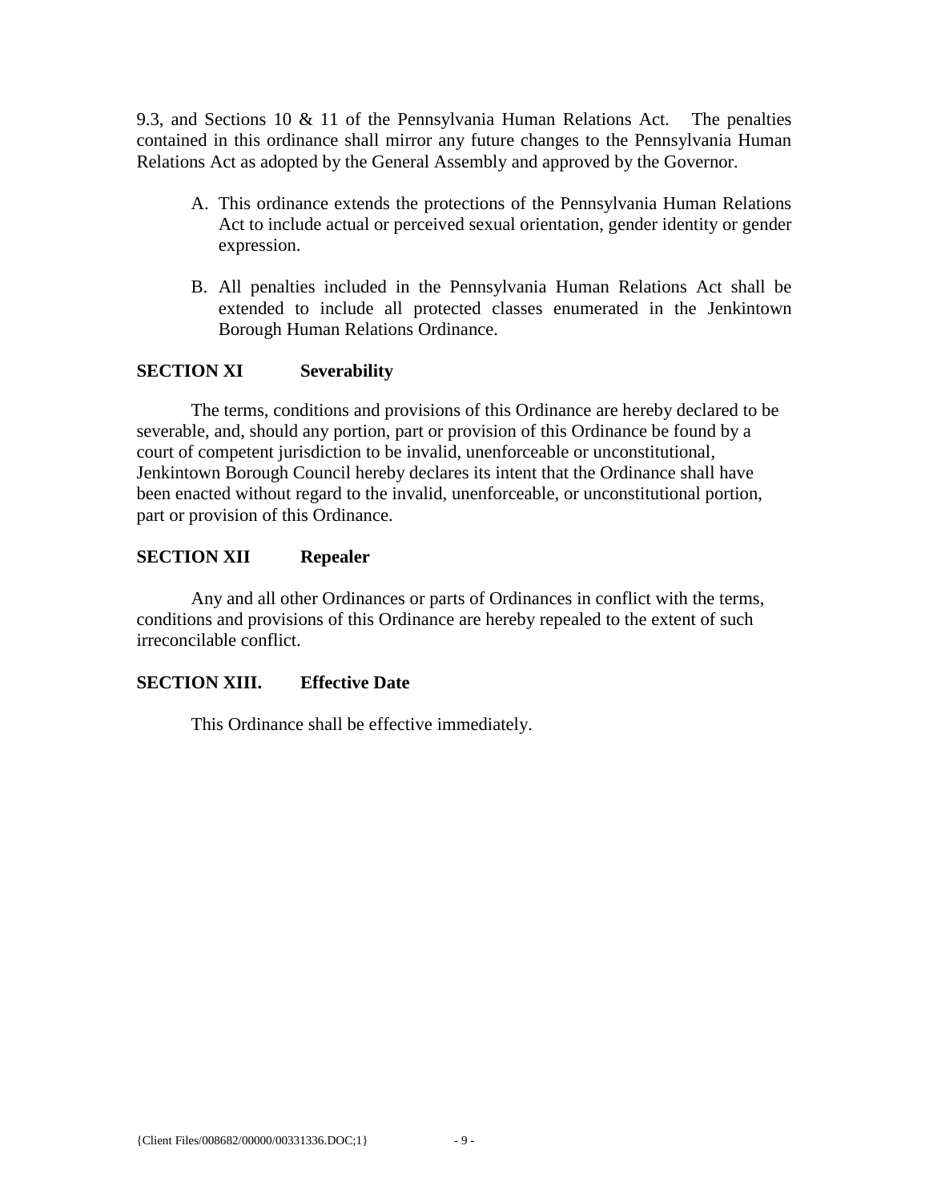9.3, and Sections 10 & 11 of the Pennsylvania Human Relations Act. The penalties contained in this ordinance shall mirror any future changes to the Pennsylvania Human Relations Act as adopted by the General Assembly and approved by the Governor.

A. This ordinance extends the protections of the Pennsylvania Human Relations Act to include actual or perceived sexual orientation, gender identity or gender expression.

B. All penalties included in the Pennsylvania Human Relations Act shall be extended to include all protected classes enumerated in the Jenkintown Borough Human Relations Ordinance.

**SECTION XI Severability**

The terms, conditions and provisions of this Ordinance are hereby declared to be severable, and, should any portion, part or provision of this Ordinance be found by a court of competent jurisdiction to be invalid, unenforceable or unconstitutional, Jenkintown Borough Council hereby declares its intent that the Ordinance shall have been enacted without regard to the invalid, unenforceable, or unconstitutional portion, part or provision of this Ordinance.

**SECTION XII Repealer**

Any and all other Ordinances or parts of Ordinances in conflict with the terms, conditions and provisions of this Ordinance are hereby repealed to the extent of such irreconcilable conflict.

**SECTION XIII. Effective Date**

This Ordinance shall be effective immediately.

{Client Files/008682/00000/00331336.DOC;1}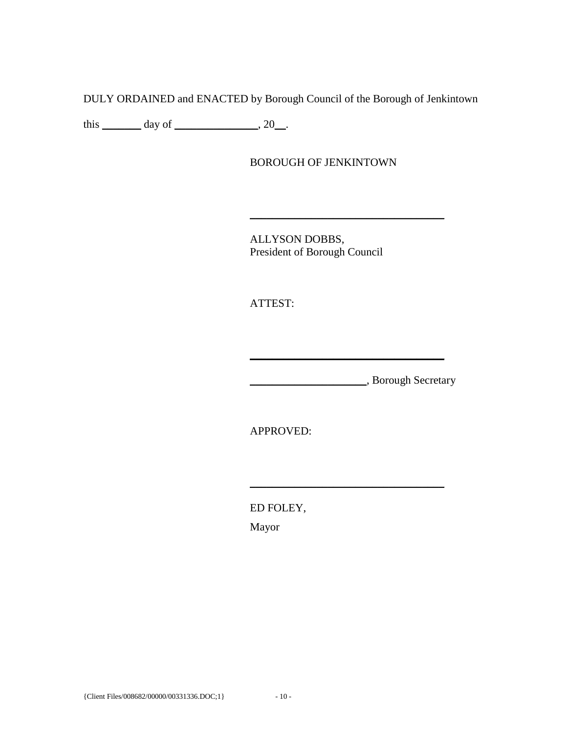DULY ORDAINED and ENACTED by Borough Council of the Borough of Jenkintown

this _______ day of _______________, 20__.

BOROUGH OF JENKINTOWN

___________________________________

ALLYSON DOBBS,
President of Borough Council

ATTEST:

___________________________________

_____________________, Borough Secretary

APPROVED:

___________________________________

ED FOLEY,

Mayor

{Client Files/008682/00000/00331336.DOC;1}